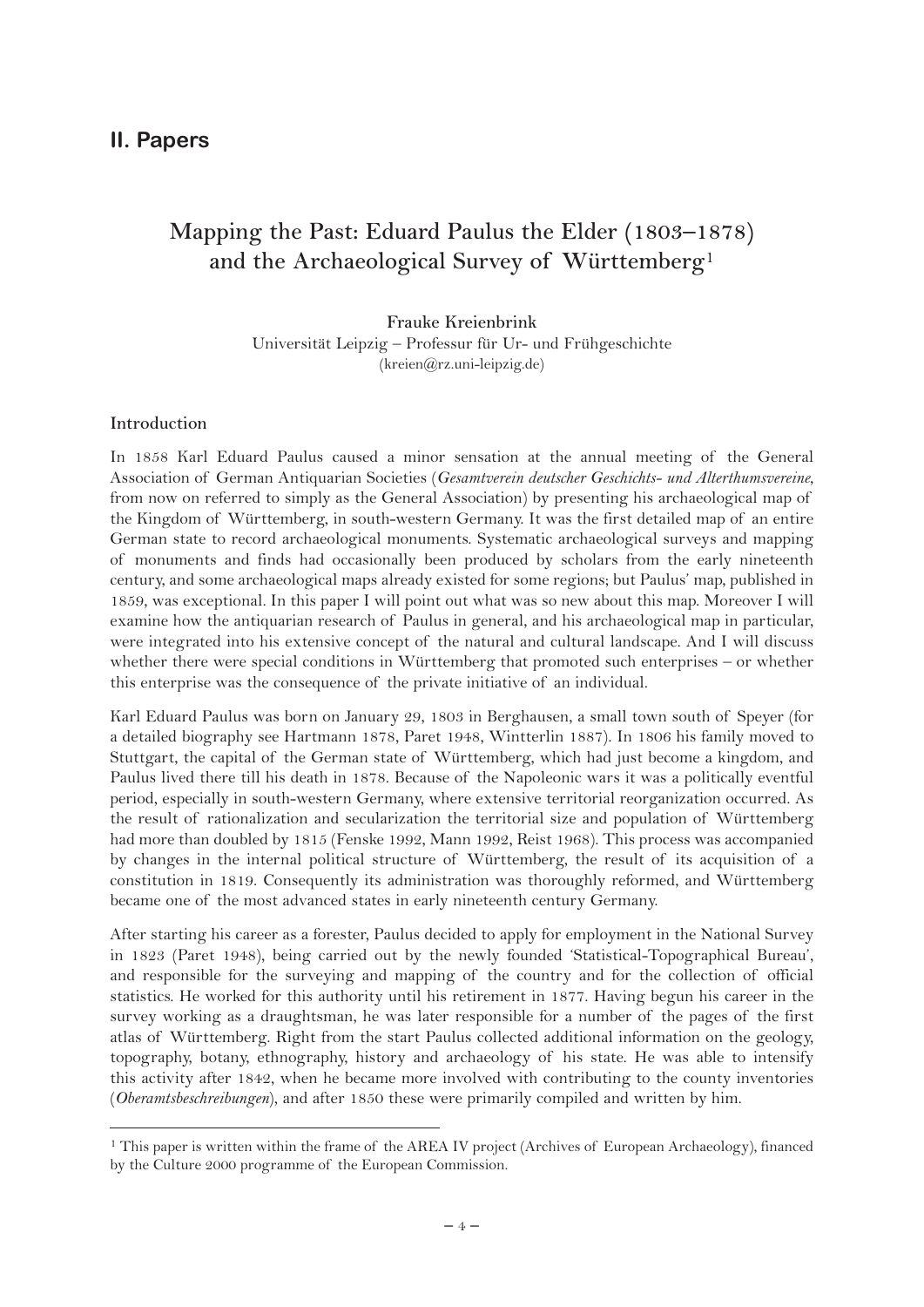## II. Papers

# Mapping the Past: Eduard Paulus the Elder (1803–1878) and the Archaeological Survey of Württemberg[1]

Frauke Kreienbrink
Universität Leipzig – Professur für Ur- und Frühgeschichte
(kreien@rz.uni-leipzig.de)

### Introduction

In 1858 Karl Eduard Paulus caused a minor sensation at the annual meeting of the General Association of German Antiquarian Societies (*Gesamtverein deutscher Geschichts- und Alterthumsvereine*, from now on referred to simply as the General Association) by presenting his archaeological map of the Kingdom of Württemberg, in south-western Germany. It was the first detailed map of an entire German state to record archaeological monuments. Systematic archaeological surveys and mapping of monuments and finds had occasionally been produced by scholars from the early nineteenth century, and some archaeological maps already existed for some regions; but Paulus' map, published in 1859, was exceptional. In this paper I will point out what was so new about this map. Moreover I will examine how the antiquarian research of Paulus in general, and his archaeological map in particular, were integrated into his extensive concept of the natural and cultural landscape. And I will discuss whether there were special conditions in Württemberg that promoted such enterprises – or whether this enterprise was the consequence of the private initiative of an individual.

Karl Eduard Paulus was born on January 29, 1803 in Berghausen, a small town south of Speyer (for a detailed biography see Hartmann 1878, Paret 1948, Wintterlin 1887). In 1806 his family moved to Stuttgart, the capital of the German state of Württemberg, which had just become a kingdom, and Paulus lived there till his death in 1878. Because of the Napoleonic wars it was a politically eventful period, especially in south-western Germany, where extensive territorial reorganization occurred. As the result of rationalization and secularization the territorial size and population of Württemberg had more than doubled by 1815 (Fenske 1992, Mann 1992, Reist 1968). This process was accompanied by changes in the internal political structure of Württemberg, the result of its acquisition of a constitution in 1819. Consequently its administration was thoroughly reformed, and Württemberg became one of the most advanced states in early nineteenth century Germany.

After starting his career as a forester, Paulus decided to apply for employment in the National Survey in 1823 (Paret 1948), being carried out by the newly founded 'Statistical-Topographical Bureau', and responsible for the surveying and mapping of the country and for the collection of official statistics. He worked for this authority until his retirement in 1877. Having begun his career in the survey working as a draughtsman, he was later responsible for a number of the pages of the first atlas of Württemberg. Right from the start Paulus collected additional information on the geology, topography, botany, ethnography, history and archaeology of his state. He was able to intensify this activity after 1842, when he became more involved with contributing to the county inventories (*Oberamtsbeschreibungen*), and after 1850 these were primarily compiled and written by him.

[1] This paper is written within the frame of the AREA IV project (Archives of European Archaeology), financed by the Culture 2000 programme of the European Commission.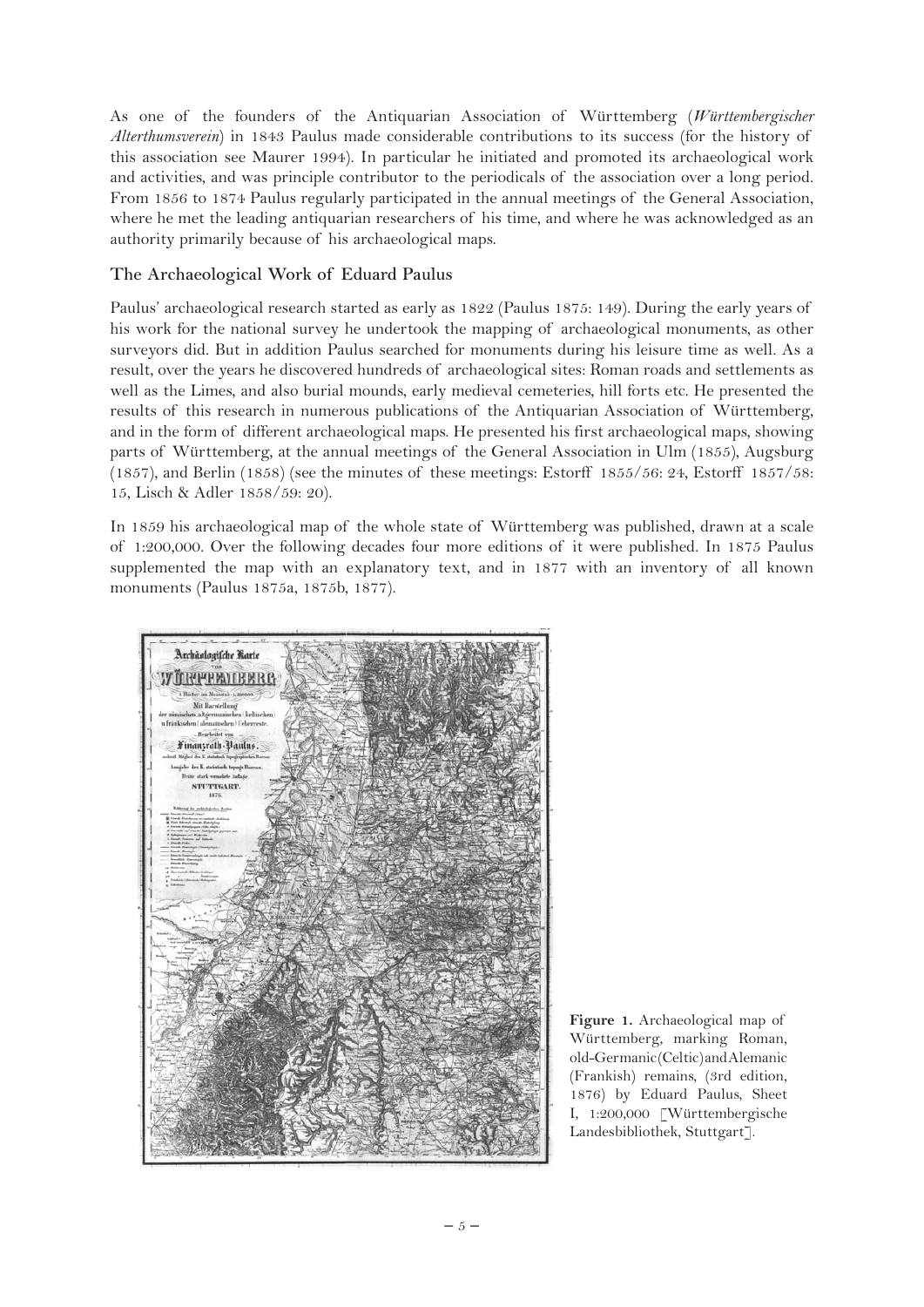As one of the founders of the Antiquarian Association of Württemberg (*Württembergischer Alterthumsverein*) in 1843 Paulus made considerable contributions to its success (for the history of this association see Maurer 1994). In particular he initiated and promoted its archaeological work and activities, and was principle contributor to the periodicals of the association over a long period. From 1856 to 1874 Paulus regularly participated in the annual meetings of the General Association, where he met the leading antiquarian researchers of his time, and where he was acknowledged as an authority primarily because of his archaeological maps.

## The Archaeological Work of Eduard Paulus

Paulus' archaeological research started as early as 1822 (Paulus 1875: 149). During the early years of his work for the national survey he undertook the mapping of archaeological monuments, as other surveyors did. But in addition Paulus searched for monuments during his leisure time as well. As a result, over the years he discovered hundreds of archaeological sites: Roman roads and settlements as well as the Limes, and also burial mounds, early medieval cemeteries, hill forts etc. He presented the results of this research in numerous publications of the Antiquarian Association of Württemberg, and in the form of different archaeological maps. He presented his first archaeological maps, showing parts of Württemberg, at the annual meetings of the General Association in Ulm (1855), Augsburg (1857), and Berlin (1858) (see the minutes of these meetings: Estorff 1855/56: 24, Estorff 1857/58: 15, Lisch & Adler 1858/59: 20).

In 1859 his archaeological map of the whole state of Württemberg was published, drawn at a scale of 1:200,000. Over the following decades four more editions of it were published. In 1875 Paulus supplemented the map with an explanatory text, and in 1877 with an inventory of all known monuments (Paulus 1875a, 1875b, 1877).

**Figure 1.** Archaeological map of Württemberg, marking Roman, old-Germanic (Celtic) and Alemanic (Frankish) remains, (3rd edition, 1876) by Eduard Paulus, Sheet I, 1:200,000 [Württembergische Landesbibliothek, Stuttgart].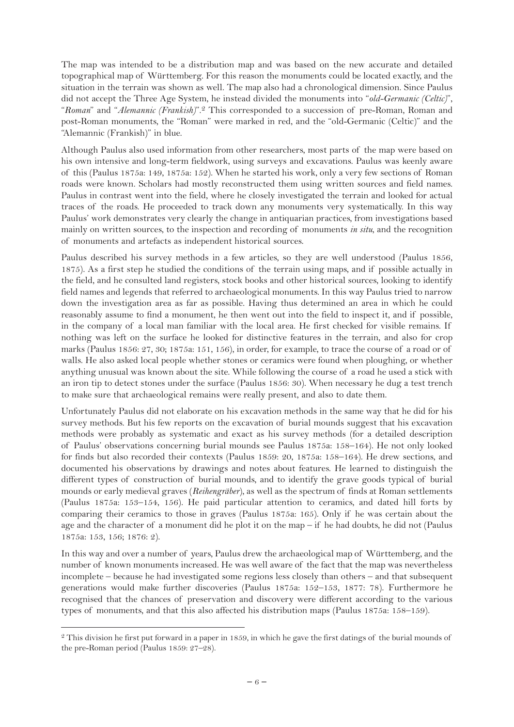The map was intended to be a distribution map and was based on the new accurate and detailed topographical map of Württemberg. For this reason the monuments could be located exactly, and the situation in the terrain was shown as well. The map also had a chronological dimension. Since Paulus did not accept the Three Age System, he instead divided the monuments into "*old-Germanic (Celtic)*", "*Roman*" and "*Alemannic (Frankish)*".[2] This corresponded to a succession of pre-Roman, Roman and post-Roman monuments, the "Roman" were marked in red, and the "old-Germanic (Celtic)" and the "Alemannic (Frankish)" in blue.

Although Paulus also used information from other researchers, most parts of the map were based on his own intensive and long-term fieldwork, using surveys and excavations. Paulus was keenly aware of this (Paulus 1875a: 149, 1875a: 152). When he started his work, only a very few sections of Roman roads were known. Scholars had mostly reconstructed them using written sources and field names. Paulus in contrast went into the field, where he closely investigated the terrain and looked for actual traces of the roads. He proceeded to track down any monuments very systematically. In this way Paulus' work demonstrates very clearly the change in antiquarian practices, from investigations based mainly on written sources, to the inspection and recording of monuments *in situ*, and the recognition of monuments and artefacts as independent historical sources.

Paulus described his survey methods in a few articles, so they are well understood (Paulus 1856, 1875). As a first step he studied the conditions of the terrain using maps, and if possible actually in the field, and he consulted land registers, stock books and other historical sources, looking to identify field names and legends that referred to archaeological monuments. In this way Paulus tried to narrow down the investigation area as far as possible. Having thus determined an area in which he could reasonably assume to find a monument, he then went out into the field to inspect it, and if possible, in the company of a local man familiar with the local area. He first checked for visible remains. If nothing was left on the surface he looked for distinctive features in the terrain, and also for crop marks (Paulus 1856: 27, 30; 1875a: 151, 156), in order, for example, to trace the course of a road or of walls. He also asked local people whether stones or ceramics were found when ploughing, or whether anything unusual was known about the site. While following the course of a road he used a stick with an iron tip to detect stones under the surface (Paulus 1856: 30). When necessary he dug a test trench to make sure that archaeological remains were really present, and also to date them.

Unfortunately Paulus did not elaborate on his excavation methods in the same way that he did for his survey methods. But his few reports on the excavation of burial mounds suggest that his excavation methods were probably as systematic and exact as his survey methods (for a detailed description of Paulus' observations concerning burial mounds see Paulus 1875a: 158–164). He not only looked for finds but also recorded their contexts (Paulus 1859: 20, 1875a: 158–164). He drew sections, and documented his observations by drawings and notes about features. He learned to distinguish the different types of construction of burial mounds, and to identify the grave goods typical of burial mounds or early medieval graves (*Reihengräber*), as well as the spectrum of finds at Roman settlements (Paulus 1875a: 153–154, 156). He paid particular attention to ceramics, and dated hill forts by comparing their ceramics to those in graves (Paulus 1875a: 165). Only if he was certain about the age and the character of a monument did he plot it on the map – if he had doubts, he did not (Paulus 1875a: 153, 156; 1876: 2).

In this way and over a number of years, Paulus drew the archaeological map of Württemberg, and the number of known monuments increased. He was well aware of the fact that the map was nevertheless incomplete – because he had investigated some regions less closely than others – and that subsequent generations would make further discoveries (Paulus 1875a: 152–153, 1877: 78). Furthermore he recognised that the chances of preservation and discovery were different according to the various types of monuments, and that this also affected his distribution maps (Paulus 1875a: 158–159).

---

[2] This division he first put forward in a paper in 1859, in which he gave the first datings of the burial mounds of the pre-Roman period (Paulus 1859: 27–28).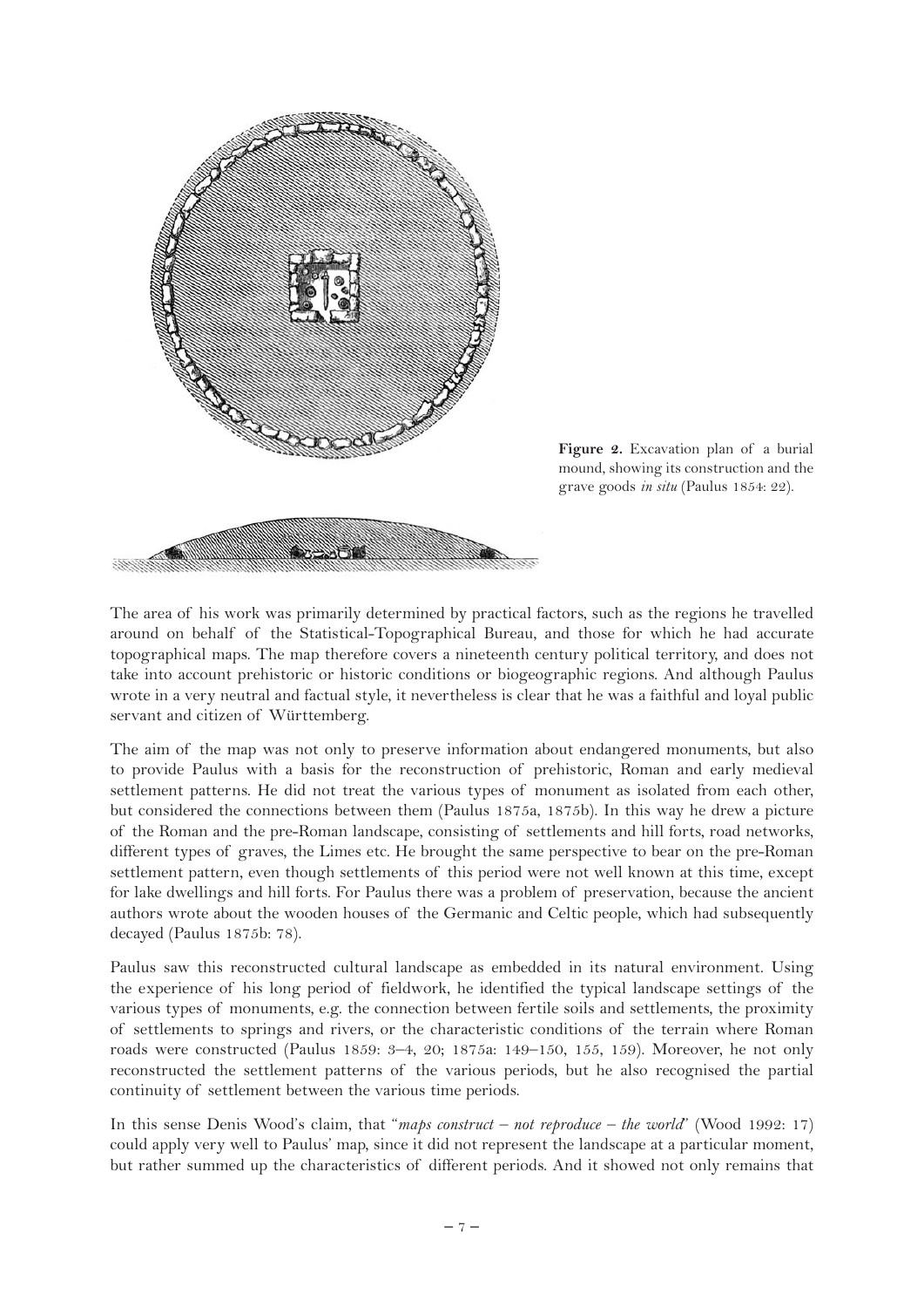**Figure 2.** Excavation plan of a burial mound, showing its construction and the grave goods *in situ* (Paulus 1854: 22).

The area of his work was primarily determined by practical factors, such as the regions he travelled around on behalf of the Statistical-Topographical Bureau, and those for which he had accurate topographical maps. The map therefore covers a nineteenth century political territory, and does not take into account prehistoric or historic conditions or biogeographic regions. And although Paulus wrote in a very neutral and factual style, it nevertheless is clear that he was a faithful and loyal public servant and citizen of Württemberg.

The aim of the map was not only to preserve information about endangered monuments, but also to provide Paulus with a basis for the reconstruction of prehistoric, Roman and early medieval settlement patterns. He did not treat the various types of monument as isolated from each other, but considered the connections between them (Paulus 1875a, 1875b). In this way he drew a picture of the Roman and the pre-Roman landscape, consisting of settlements and hill forts, road networks, different types of graves, the Limes etc. He brought the same perspective to bear on the pre-Roman settlement pattern, even though settlements of this period were not well known at this time, except for lake dwellings and hill forts. For Paulus there was a problem of preservation, because the ancient authors wrote about the wooden houses of the Germanic and Celtic people, which had subsequently decayed (Paulus 1875b: 78).

Paulus saw this reconstructed cultural landscape as embedded in its natural environment. Using the experience of his long period of fieldwork, he identified the typical landscape settings of the various types of monuments, e.g. the connection between fertile soils and settlements, the proximity of settlements to springs and rivers, or the characteristic conditions of the terrain where Roman roads were constructed (Paulus 1859: 3–4, 20; 1875a: 149–150, 155, 159). Moreover, he not only reconstructed the settlement patterns of the various periods, but he also recognised the partial continuity of settlement between the various time periods.

In this sense Denis Wood's claim, that "*maps construct – not reproduce – the world*" (Wood 1992: 17) could apply very well to Paulus' map, since it did not represent the landscape at a particular moment, but rather summed up the characteristics of different periods. And it showed not only remains that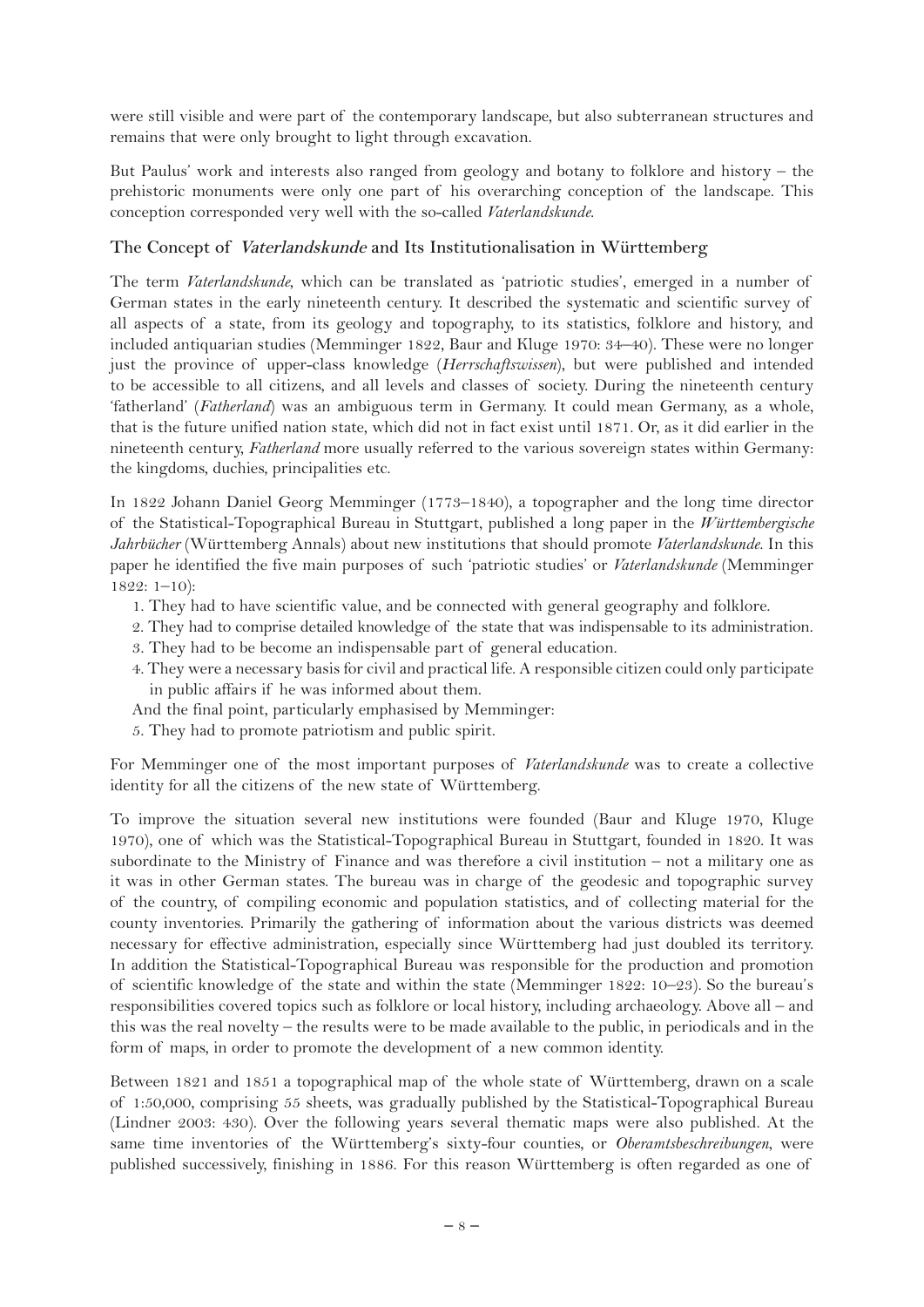were still visible and were part of the contemporary landscape, but also subterranean structures and remains that were only brought to light through excavation.

But Paulus' work and interests also ranged from geology and botany to folklore and history – the prehistoric monuments were only one part of his overarching conception of the landscape. This conception corresponded very well with the so-called *Vaterlandskunde*.

## The Concept of *Vaterlandskunde* and Its Institutionalisation in Württemberg

The term *Vaterlandskunde*, which can be translated as 'patriotic studies', emerged in a number of German states in the early nineteenth century. It described the systematic and scientific survey of all aspects of a state, from its geology and topography, to its statistics, folklore and history, and included antiquarian studies (Memminger 1822, Baur and Kluge 1970: 34–40). These were no longer just the province of upper-class knowledge (*Herrschaftswissen*), but were published and intended to be accessible to all citizens, and all levels and classes of society. During the nineteenth century 'fatherland' (*Fatherland*) was an ambiguous term in Germany. It could mean Germany, as a whole, that is the future unified nation state, which did not in fact exist until 1871. Or, as it did earlier in the nineteenth century, *Fatherland* more usually referred to the various sovereign states within Germany: the kingdoms, duchies, principalities etc.

In 1822 Johann Daniel Georg Memminger (1773–1840), a topographer and the long time director of the Statistical-Topographical Bureau in Stuttgart, published a long paper in the *Württembergische Jahrbücher* (Württemberg Annals) about new institutions that should promote *Vaterlandskunde*. In this paper he identified the five main purposes of such 'patriotic studies' or *Vaterlandskunde* (Memminger 1822: 1–10):

1. They had to have scientific value, and be connected with general geography and folklore.
2. They had to comprise detailed knowledge of the state that was indispensable to its administration.
3. They had to be become an indispensable part of general education.
4. They were a necessary basis for civil and practical life. A responsible citizen could only participate in public affairs if he was informed about them.

And the final point, particularly emphasised by Memminger:

5. They had to promote patriotism and public spirit.

For Memminger one of the most important purposes of *Vaterlandskunde* was to create a collective identity for all the citizens of the new state of Württemberg.

To improve the situation several new institutions were founded (Baur and Kluge 1970, Kluge 1970), one of which was the Statistical-Topographical Bureau in Stuttgart, founded in 1820. It was subordinate to the Ministry of Finance and was therefore a civil institution – not a military one as it was in other German states. The bureau was in charge of the geodesic and topographic survey of the country, of compiling economic and population statistics, and of collecting material for the county inventories. Primarily the gathering of information about the various districts was deemed necessary for effective administration, especially since Württemberg had just doubled its territory. In addition the Statistical-Topographical Bureau was responsible for the production and promotion of scientific knowledge of the state and within the state (Memminger 1822: 10–23). So the bureau's responsibilities covered topics such as folklore or local history, including archaeology. Above all – and this was the real novelty – the results were to be made available to the public, in periodicals and in the form of maps, in order to promote the development of a new common identity.

Between 1821 and 1851 a topographical map of the whole state of Württemberg, drawn on a scale of 1:50,000, comprising 55 sheets, was gradually published by the Statistical-Topographical Bureau (Lindner 2003: 430). Over the following years several thematic maps were also published. At the same time inventories of the Württemberg's sixty-four counties, or *Oberamtsbeschreibungen*, were published successively, finishing in 1886. For this reason Württemberg is often regarded as one of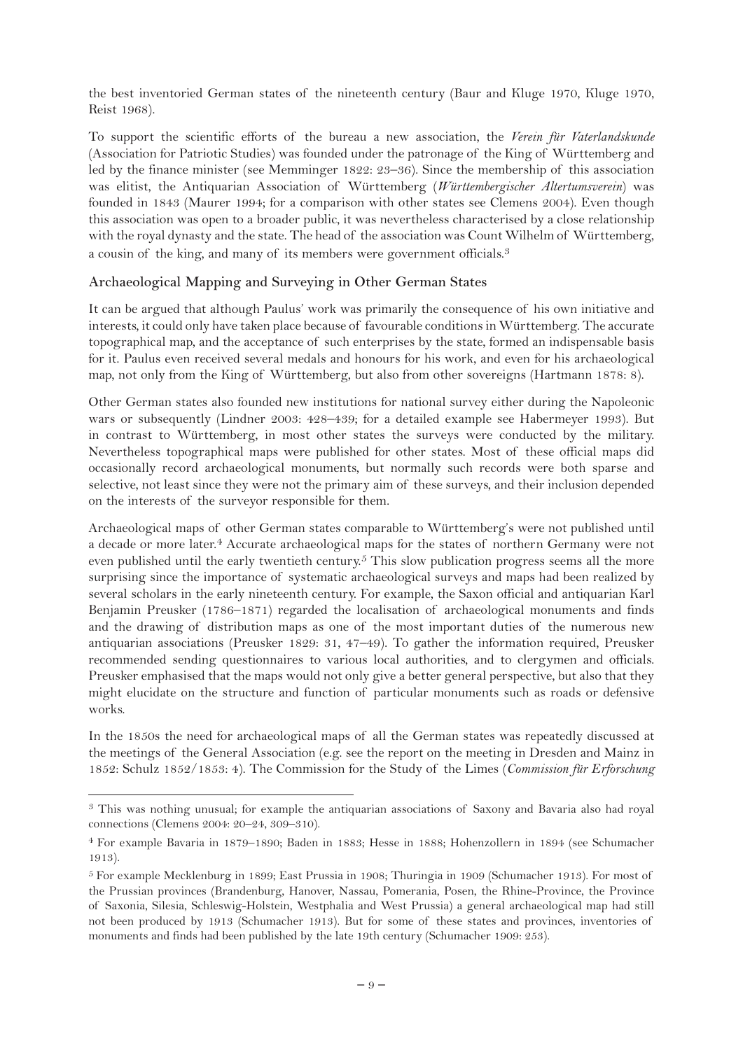the best inventoried German states of the nineteenth century (Baur and Kluge 1970, Kluge 1970, Reist 1968).

To support the scientific efforts of the bureau a new association, the *Verein für Vaterlandskunde* (Association for Patriotic Studies) was founded under the patronage of the King of Württemberg and led by the finance minister (see Memminger 1822: 23–36). Since the membership of this association was elitist, the Antiquarian Association of Württemberg (*Württembergischer Altertumsverein*) was founded in 1843 (Maurer 1994; for a comparison with other states see Clemens 2004). Even though this association was open to a broader public, it was nevertheless characterised by a close relationship with the royal dynasty and the state. The head of the association was Count Wilhelm of Württemberg, a cousin of the king, and many of its members were government officials.[3]

## Archaeological Mapping and Surveying in Other German States

It can be argued that although Paulus' work was primarily the consequence of his own initiative and interests, it could only have taken place because of favourable conditions in Württemberg. The accurate topographical map, and the acceptance of such enterprises by the state, formed an indispensable basis for it. Paulus even received several medals and honours for his work, and even for his archaeological map, not only from the King of Württemberg, but also from other sovereigns (Hartmann 1878: 8).

Other German states also founded new institutions for national survey either during the Napoleonic wars or subsequently (Lindner 2003: 428–439; for a detailed example see Habermeyer 1993). But in contrast to Württemberg, in most other states the surveys were conducted by the military. Nevertheless topographical maps were published for other states. Most of these official maps did occasionally record archaeological monuments, but normally such records were both sparse and selective, not least since they were not the primary aim of these surveys, and their inclusion depended on the interests of the surveyor responsible for them.

Archaeological maps of other German states comparable to Württemberg's were not published until a decade or more later.[4] Accurate archaeological maps for the states of northern Germany were not even published until the early twentieth century.[5] This slow publication progress seems all the more surprising since the importance of systematic archaeological surveys and maps had been realized by several scholars in the early nineteenth century. For example, the Saxon official and antiquarian Karl Benjamin Preusker (1786–1871) regarded the localisation of archaeological monuments and finds and the drawing of distribution maps as one of the most important duties of the numerous new antiquarian associations (Preusker 1829: 31, 47–49). To gather the information required, Preusker recommended sending questionnaires to various local authorities, and to clergymen and officials. Preusker emphasised that the maps would not only give a better general perspective, but also that they might elucidate on the structure and function of particular monuments such as roads or defensive works.

In the 1850s the need for archaeological maps of all the German states was repeatedly discussed at the meetings of the General Association (e.g. see the report on the meeting in Dresden and Mainz in 1852: Schulz 1852/1853: 4). The Commission for the Study of the Limes (*Commission für Erforschung*

---

[3] This was nothing unusual; for example the antiquarian associations of Saxony and Bavaria also had royal connections (Clemens 2004: 20–24, 309–310).

[4] For example Bavaria in 1879–1890; Baden in 1883; Hesse in 1888; Hohenzollern in 1894 (see Schumacher 1913).

[5] For example Mecklenburg in 1899; East Prussia in 1908; Thuringia in 1909 (Schumacher 1913). For most of the Prussian provinces (Brandenburg, Hanover, Nassau, Pomerania, Posen, the Rhine-Province, the Province of Saxonia, Silesia, Schleswig-Holstein, Westphalia and West Prussia) a general archaeological map had still not been produced by 1913 (Schumacher 1913). But for some of these states and provinces, inventories of monuments and finds had been published by the late 19th century (Schumacher 1909: 253).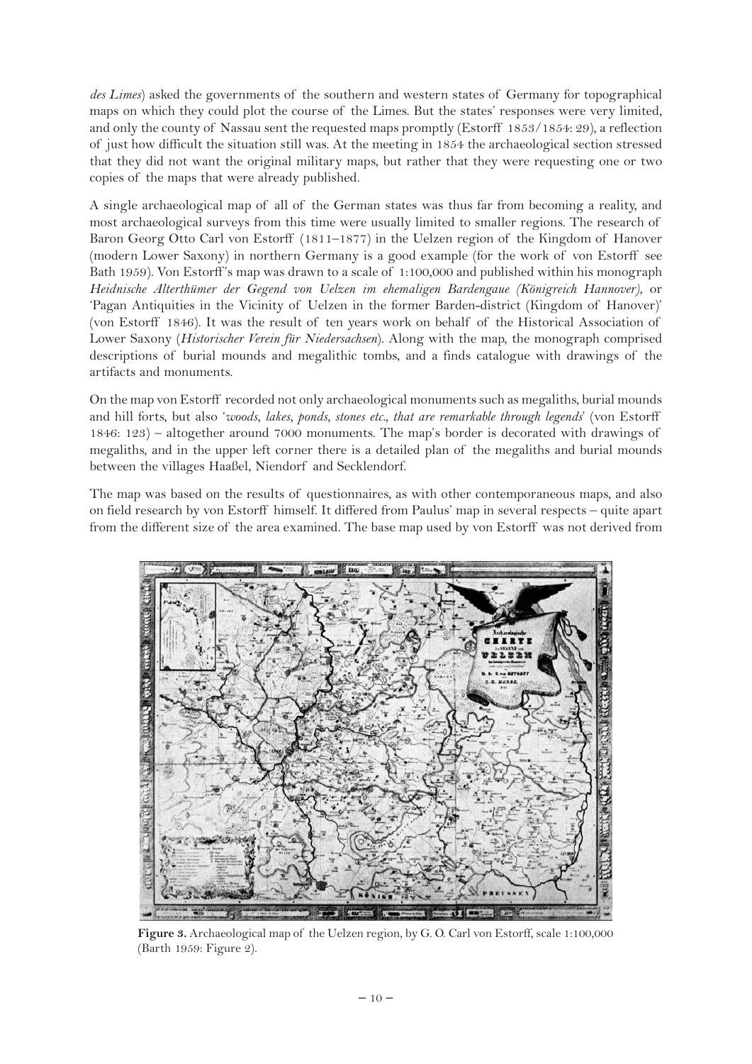*des Limes*) asked the governments of the southern and western states of Germany for topographical maps on which they could plot the course of the Limes. But the states' responses were very limited, and only the county of Nassau sent the requested maps promptly (Estorff 1853/1854: 29), a reflection of just how difficult the situation still was. At the meeting in 1854 the archaeological section stressed that they did not want the original military maps, but rather that they were requesting one or two copies of the maps that were already published.

A single archaeological map of all of the German states was thus far from becoming a reality, and most archaeological surveys from this time were usually limited to smaller regions. The research of Baron Georg Otto Carl von Estorff (1811–1877) in the Uelzen region of the Kingdom of Hanover (modern Lower Saxony) in northern Germany is a good example (for the work of von Estorff see Bath 1959). Von Estorff's map was drawn to a scale of 1:100,000 and published within his monograph *Heidnische Alterthümer der Gegend von Uelzen im ehemaligen Bardengaue (Königreich Hannover)*, or 'Pagan Antiquities in the Vicinity of Uelzen in the former Barden-district (Kingdom of Hanover)' (von Estorff 1846). It was the result of ten years work on behalf of the Historical Association of Lower Saxony (*Historischer Verein für Niedersachsen*). Along with the map, the monograph comprised descriptions of burial mounds and megalithic tombs, and a finds catalogue with drawings of the artifacts and monuments.

On the map von Estorff recorded not only archaeological monuments such as megaliths, burial mounds and hill forts, but also '*woods, lakes, ponds, stones etc., that are remarkable through legends*' (von Estorff 1846: 123) – altogether around 7000 monuments. The map's border is decorated with drawings of megaliths, and in the upper left corner there is a detailed plan of the megaliths and burial mounds between the villages Haaßel, Niendorf and Secklendorf.

The map was based on the results of questionnaires, as with other contemporaneous maps, and also on field research by von Estorff himself. It differed from Paulus' map in several respects – quite apart from the different size of the area examined. The base map used by von Estorff was not derived from

**Figure 3.** Archaeological map of the Uelzen region, by G. O. Carl von Estorff, scale 1:100,000 (Barth 1959: Figure 2).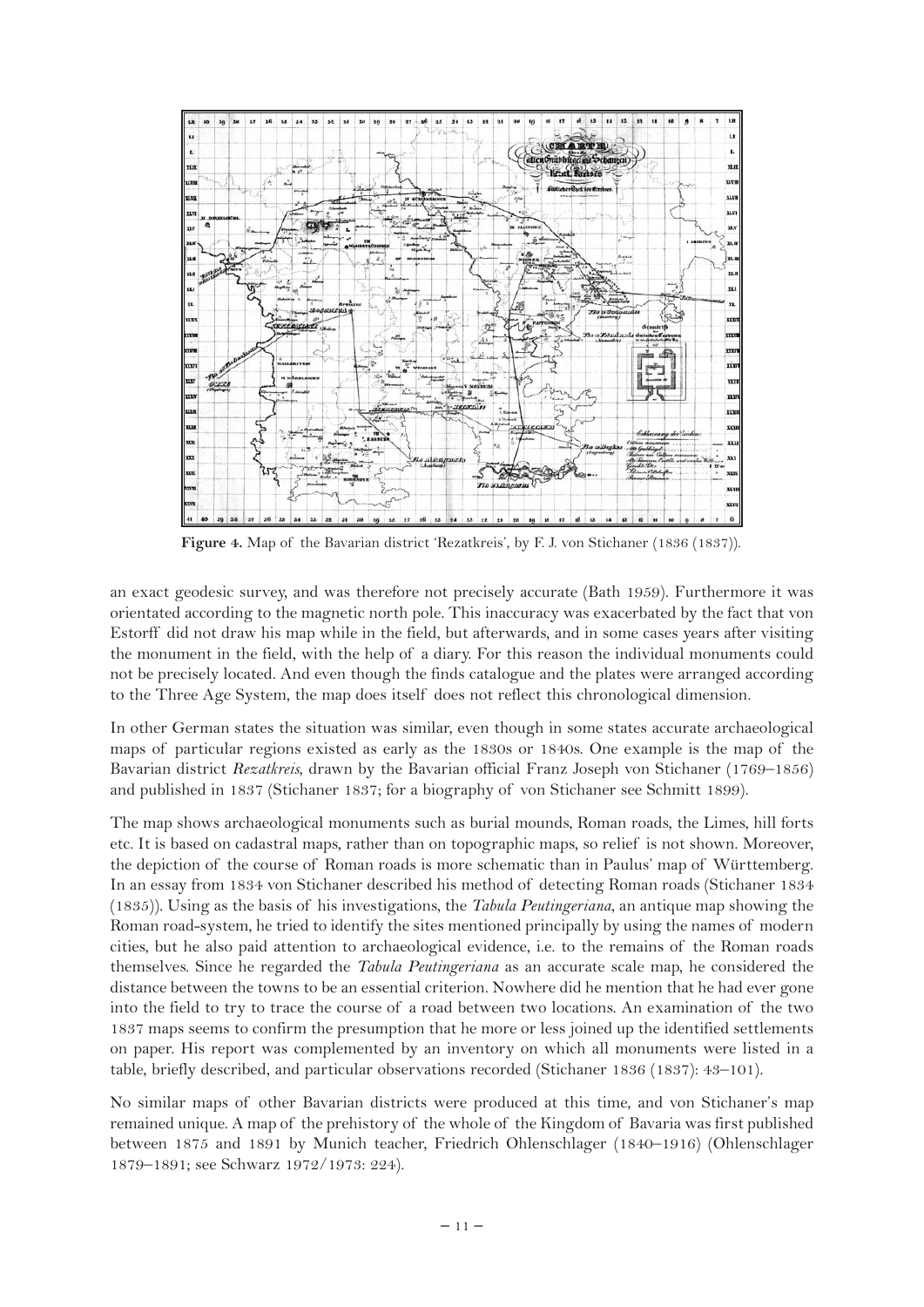**Figure 4.** Map of the Bavarian district 'Rezatkreis', by F. J. von Stichaner (1836 (1837)).

an exact geodesic survey, and was therefore not precisely accurate (Bath 1959). Furthermore it was orientated according to the magnetic north pole. This inaccuracy was exacerbated by the fact that von Estorff did not draw his map while in the field, but afterwards, and in some cases years after visiting the monument in the field, with the help of a diary. For this reason the individual monuments could not be precisely located. And even though the finds catalogue and the plates were arranged according to the Three Age System, the map does itself does not reflect this chronological dimension.

In other German states the situation was similar, even though in some states accurate archaeological maps of particular regions existed as early as the 1830s or 1840s. One example is the map of the Bavarian district *Rezatkreis*, drawn by the Bavarian official Franz Joseph von Stichaner (1769–1856) and published in 1837 (Stichaner 1837; for a biography of von Stichaner see Schmitt 1899).

The map shows archaeological monuments such as burial mounds, Roman roads, the Limes, hill forts etc. It is based on cadastral maps, rather than on topographic maps, so relief is not shown. Moreover, the depiction of the course of Roman roads is more schematic than in Paulus' map of Württemberg. In an essay from 1834 von Stichaner described his method of detecting Roman roads (Stichaner 1834 (1835)). Using as the basis of his investigations, the *Tabula Peutingeriana*, an antique map showing the Roman road-system, he tried to identify the sites mentioned principally by using the names of modern cities, but he also paid attention to archaeological evidence, i.e. to the remains of the Roman roads themselves. Since he regarded the *Tabula Peutingeriana* as an accurate scale map, he considered the distance between the towns to be an essential criterion. Nowhere did he mention that he had ever gone into the field to try to trace the course of a road between two locations. An examination of the two 1837 maps seems to confirm the presumption that he more or less joined up the identified settlements on paper. His report was complemented by an inventory on which all monuments were listed in a table, briefly described, and particular observations recorded (Stichaner 1836 (1837): 43–101).

No similar maps of other Bavarian districts were produced at this time, and von Stichaner's map remained unique. A map of the prehistory of the whole of the Kingdom of Bavaria was first published between 1875 and 1891 by Munich teacher, Friedrich Ohlenschlager (1840–1916) (Ohlenschlager 1879–1891; see Schwarz 1972/1973: 224).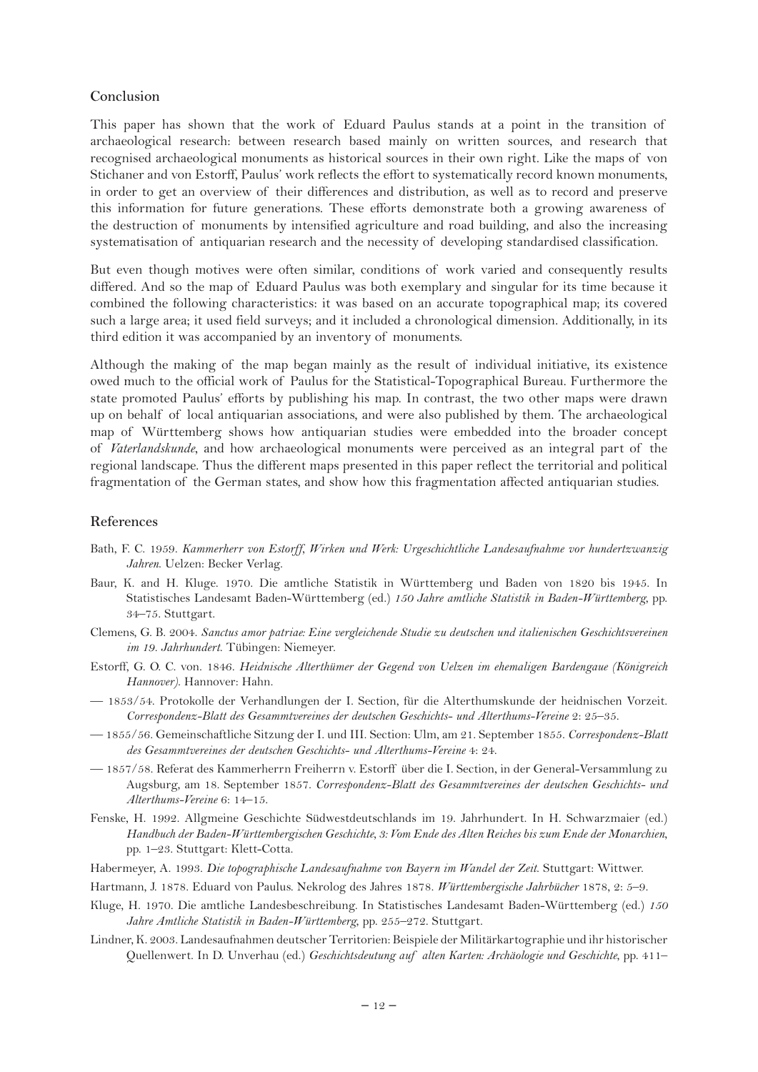## Conclusion

This paper has shown that the work of Eduard Paulus stands at a point in the transition of archaeological research: between research based mainly on written sources, and research that recognised archaeological monuments as historical sources in their own right. Like the maps of von Stichaner and von Estorff, Paulus' work reflects the effort to systematically record known monuments, in order to get an overview of their differences and distribution, as well as to record and preserve this information for future generations. These efforts demonstrate both a growing awareness of the destruction of monuments by intensified agriculture and road building, and also the increasing systematisation of antiquarian research and the necessity of developing standardised classification.

But even though motives were often similar, conditions of work varied and consequently results differed. And so the map of Eduard Paulus was both exemplary and singular for its time because it combined the following characteristics: it was based on an accurate topographical map; its covered such a large area; it used field surveys; and it included a chronological dimension. Additionally, in its third edition it was accompanied by an inventory of monuments.

Although the making of the map began mainly as the result of individual initiative, its existence owed much to the official work of Paulus for the Statistical-Topographical Bureau. Furthermore the state promoted Paulus' efforts by publishing his map. In contrast, the two other maps were drawn up on behalf of local antiquarian associations, and were also published by them. The archaeological map of Württemberg shows how antiquarian studies were embedded into the broader concept of *Vaterlandskunde*, and how archaeological monuments were perceived as an integral part of the regional landscape. Thus the different maps presented in this paper reflect the territorial and political fragmentation of the German states, and show how this fragmentation affected antiquarian studies.

## References

Bath, F. C. 1959. *Kammerherr von Estorff, Wirken und Werk: Urgeschichtliche Landesaufnahme vor hundertzwanzig Jahren*. Uelzen: Becker Verlag.

Baur, K. and H. Kluge. 1970. Die amtliche Statistik in Württemberg und Baden von 1820 bis 1945. In Statistisches Landesamt Baden-Württemberg (ed.) *150 Jahre amtliche Statistik in Baden-Württemberg*, pp. 34–75. Stuttgart.

Clemens, G. B. 2004. *Sanctus amor patriae: Eine vergleichende Studie zu deutschen und italienischen Geschichtsvereinen im 19. Jahrhundert*. Tübingen: Niemeyer.

Estorff, G. O. C. von. 1846. *Heidnische Alterthümer der Gegend von Uelzen im ehemaligen Bardengaue (Königreich Hannover)*. Hannover: Hahn.

— 1853/54. Protokolle der Verhandlungen der I. Section, für die Alterthumskunde der heidnischen Vorzeit. *Correspondenz-Blatt des Gesammtvereines der deutschen Geschichts- und Alterthums-Vereine* 2: 25–35.

— 1855/56. Gemeinschaftliche Sitzung der I. und III. Section: Ulm, am 21. September 1855. *Correspondenz-Blatt des Gesammtvereines der deutschen Geschichts- und Alterthums-Vereine* 4: 24.

— 1857/58. Referat des Kammerherrn Freiherrn v. Estorff über die I. Section, in der General-Versammlung zu Augsburg, am 18. September 1857. *Correspondenz-Blatt des Gesammtvereines der deutschen Geschichts- und Alterthums-Vereine* 6: 14–15.

Fenske, H. 1992. Allgemeine Geschichte Südwestdeutschlands im 19. Jahrhundert. In H. Schwarzmaier (ed.) *Handbuch der Baden-Württembergischen Geschichte, 3: Vom Ende des Alten Reiches bis zum Ende der Monarchien*, pp. 1–23. Stuttgart: Klett-Cotta.

Habermeyer, A. 1993. *Die topographische Landesaufnahme von Bayern im Wandel der Zeit*. Stuttgart: Wittwer.

Hartmann, J. 1878. Eduard von Paulus. Nekrolog des Jahres 1878. *Württembergische Jahrbücher* 1878, 2: 5–9.

Kluge, H. 1970. Die amtliche Landesbeschreibung. In Statistisches Landesamt Baden-Württemberg (ed.) *150 Jahre Amtliche Statistik in Baden-Württemberg*, pp. 255–272. Stuttgart.

Lindner, K. 2003. Landesaufnahmen deutscher Territorien: Beispiele der Militärkartographie und ihr historischer Quellenwert. In D. Unverhau (ed.) *Geschichtsdeutung auf alten Karten: Archäologie und Geschichte*, pp. 411–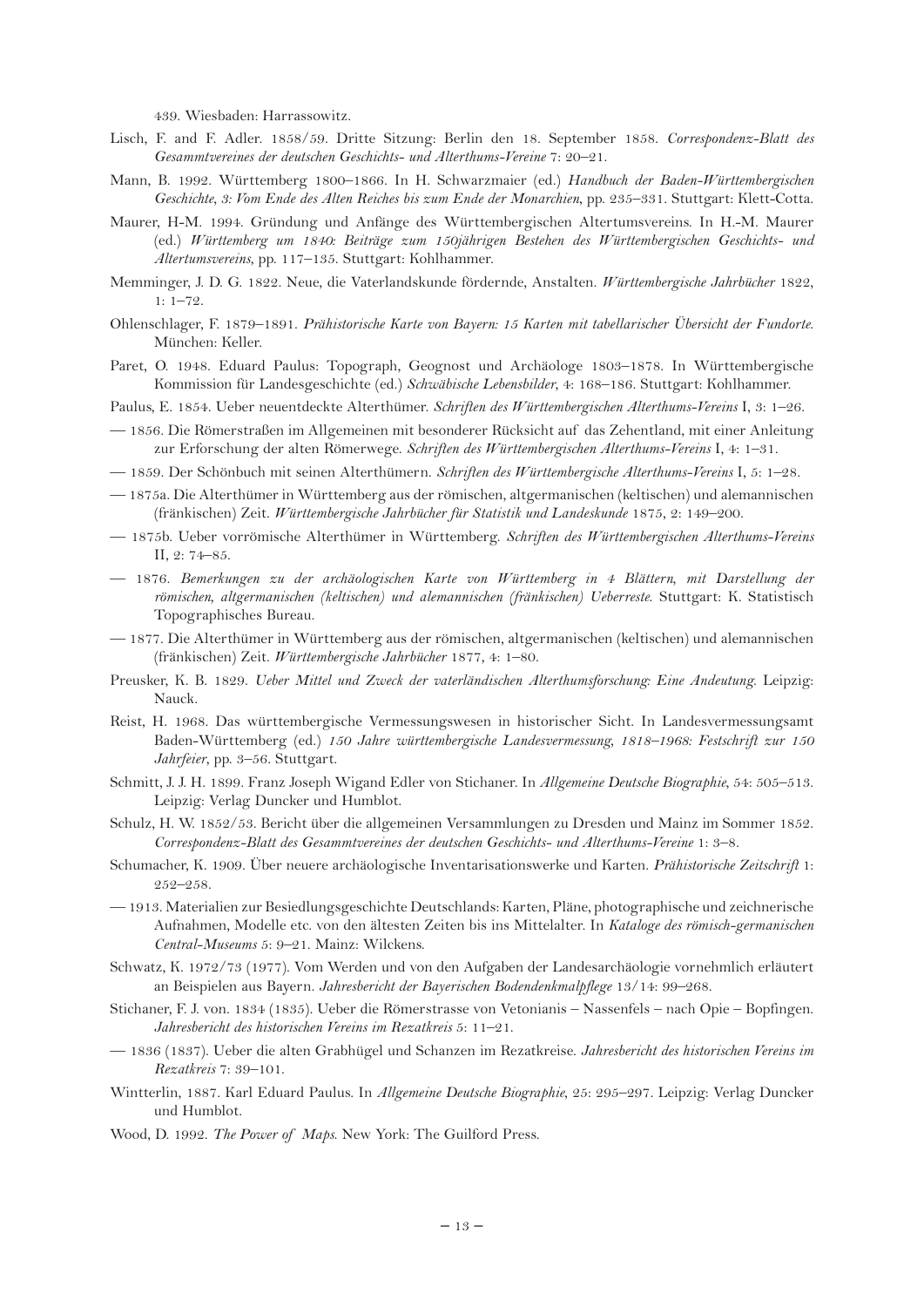439. Wiesbaden: Harrassowitz.

Lisch, F. and F. Adler. 1858/59. Dritte Sitzung: Berlin den 18. September 1858. *Correspondenz-Blatt des Gesammtvereines der deutschen Geschichts- und Alterthums-Vereine* 7: 20–21.

Mann, B. 1992. Württemberg 1800–1866. In H. Schwarzmaier (ed.) *Handbuch der Baden-Württembergischen Geschichte, 3: Vom Ende des Alten Reiches bis zum Ende der Monarchien*, pp. 235–331. Stuttgart: Klett-Cotta.

Maurer, H-M. 1994. Gründung und Anfänge des Württembergischen Altertumsvereins. In H.-M. Maurer (ed.) *Württemberg um 1840: Beiträge zum 150jährigen Bestehen des Württembergischen Geschichts- und Altertumsvereins*, pp. 117–135. Stuttgart: Kohlhammer.

Memminger, J. D. G. 1822. Neue, die Vaterlandskunde fördernde, Anstalten. *Württembergische Jahrbücher* 1822, 1: 1–72.

Ohlenschlager, F. 1879–1891. *Prähistorische Karte von Bayern: 15 Karten mit tabellarischer Übersicht der Fundorte*. München: Keller.

Paret, O. 1948. Eduard Paulus: Topograph, Geognost und Archäologe 1803–1878. In Württembergische Kommission für Landesgeschichte (ed.) *Schwäbische Lebensbilder*, 4: 168–186. Stuttgart: Kohlhammer.

Paulus, E. 1854. Ueber neuentdeckte Alterthümer. *Schriften des Württembergischen Alterthums-Vereins* I, 3: 1–26.

— 1856. Die Römerstraßen im Allgemeinen mit besonderer Rücksicht auf das Zehentland, mit einer Anleitung zur Erforschung der alten Römerwege. *Schriften des Württembergischen Alterthums-Vereins* I, 4: 1–31.

— 1859. Der Schönbuch mit seinen Alterthümern. *Schriften des Württembergische Alterthums-Vereins* I, 5: 1–28.

— 1875a. Die Alterthümer in Württemberg aus der römischen, altgermanischen (keltischen) und alemannischen (fränkischen) Zeit. *Württembergische Jahrbücher für Statistik und Landeskunde* 1875, 2: 149–200.

— 1875b. Ueber vorrömische Alterthümer in Württemberg. *Schriften des Württembergischen Alterthums-Vereins* II, 2: 74–85.

— 1876. *Bemerkungen zu der archäologischen Karte von Württemberg in 4 Blättern, mit Darstellung der römischen, altgermanischen (keltischen) und alemannischen (fränkischen) Ueberreste*. Stuttgart: K. Statistisch Topographisches Bureau.

— 1877. Die Alterthümer in Württemberg aus der römischen, altgermanischen (keltischen) und alemannischen (fränkischen) Zeit. *Württembergische Jahrbücher* 1877, 4: 1–80.

Preusker, K. B. 1829. *Ueber Mittel und Zweck der vaterländischen Alterthumsforschung: Eine Andeutung*. Leipzig: Nauck.

Reist, H. 1968. Das württembergische Vermessungswesen in historischer Sicht. In Landesvermessungsamt Baden-Württemberg (ed.) *150 Jahre württembergische Landesvermessung, 1818–1968: Festschrift zur 150 Jahrfeier*, pp. 3–56. Stuttgart.

Schmitt, J. J. H. 1899. Franz Joseph Wigand Edler von Stichaner. In *Allgemeine Deutsche Biographie*, 54: 505–513. Leipzig: Verlag Duncker und Humblot.

Schulz, H. W. 1852/53. Bericht über die allgemeinen Versammlungen zu Dresden und Mainz im Sommer 1852. *Correspondenz-Blatt des Gesammtvereines der deutschen Geschichts- und Alterthums-Vereine* 1: 3–8.

Schumacher, K. 1909. Über neuere archäologische Inventarisationswerke und Karten. *Prähistorische Zeitschrift* 1: 252–258.

— 1913. Materialien zur Besiedlungsgeschichte Deutschlands: Karten, Pläne, photographische und zeichnerische Aufnahmen, Modelle etc. von den ältesten Zeiten bis ins Mittelalter. In *Kataloge des römisch-germanischen Central-Museums* 5: 9–21. Mainz: Wilckens.

Schwatz, K. 1972/73 (1977). Vom Werden und von den Aufgaben der Landesarchäologie vornehmlich erläutert an Beispielen aus Bayern. *Jahresbericht der Bayerischen Bodendenkmalpflege* 13/14: 99–268.

Stichaner, F. J. von. 1834 (1835). Ueber die Römerstrasse von Vetonianis – Nassenfels – nach Opie – Bopfingen. *Jahresbericht des historischen Vereins im Rezatkreis* 5: 11–21.

— 1836 (1837). Ueber die alten Grabhügel und Schanzen im Rezatkreise. *Jahresbericht des historischen Vereins im Rezatkreis* 7: 39–101.

Wintterlin, 1887. Karl Eduard Paulus. In *Allgemeine Deutsche Biographie*, 25: 295–297. Leipzig: Verlag Duncker und Humblot.

Wood, D. 1992. *The Power of Maps*. New York: The Guilford Press.